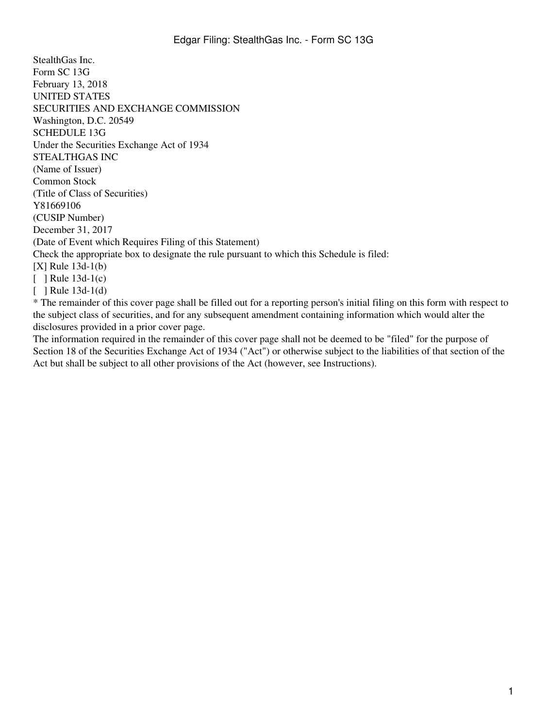StealthGas Inc.
Form SC 13G
February 13, 2018
UNITED STATES
SECURITIES AND EXCHANGE COMMISSION
Washington, D.C. 20549
SCHEDULE 13G
Under the Securities Exchange Act of 1934
STEALTHGAS INC
(Name of Issuer)
Common Stock
(Title of Class of Securities)
Y81669106
(CUSIP Number)
December 31, 2017
(Date of Event which Requires Filing of this Statement)
Check the appropriate box to designate the rule pursuant to which this Schedule is filed:
[X] Rule 13d-1(b)
[ ] Rule 13d-1(c)
[ ] Rule 13d-1(d)
* The remainder of this cover page shall be filled out for a reporting person's initial filing on this form with respect to the subject class of securities, and for any subsequent amendment containing information which would alter the disclosures provided in a prior cover page.
The information required in the remainder of this cover page shall not be deemed to be "filed" for the purpose of Section 18 of the Securities Exchange Act of 1934 ("Act") or otherwise subject to the liabilities of that section of the Act but shall be subject to all other provisions of the Act (however, see Instructions).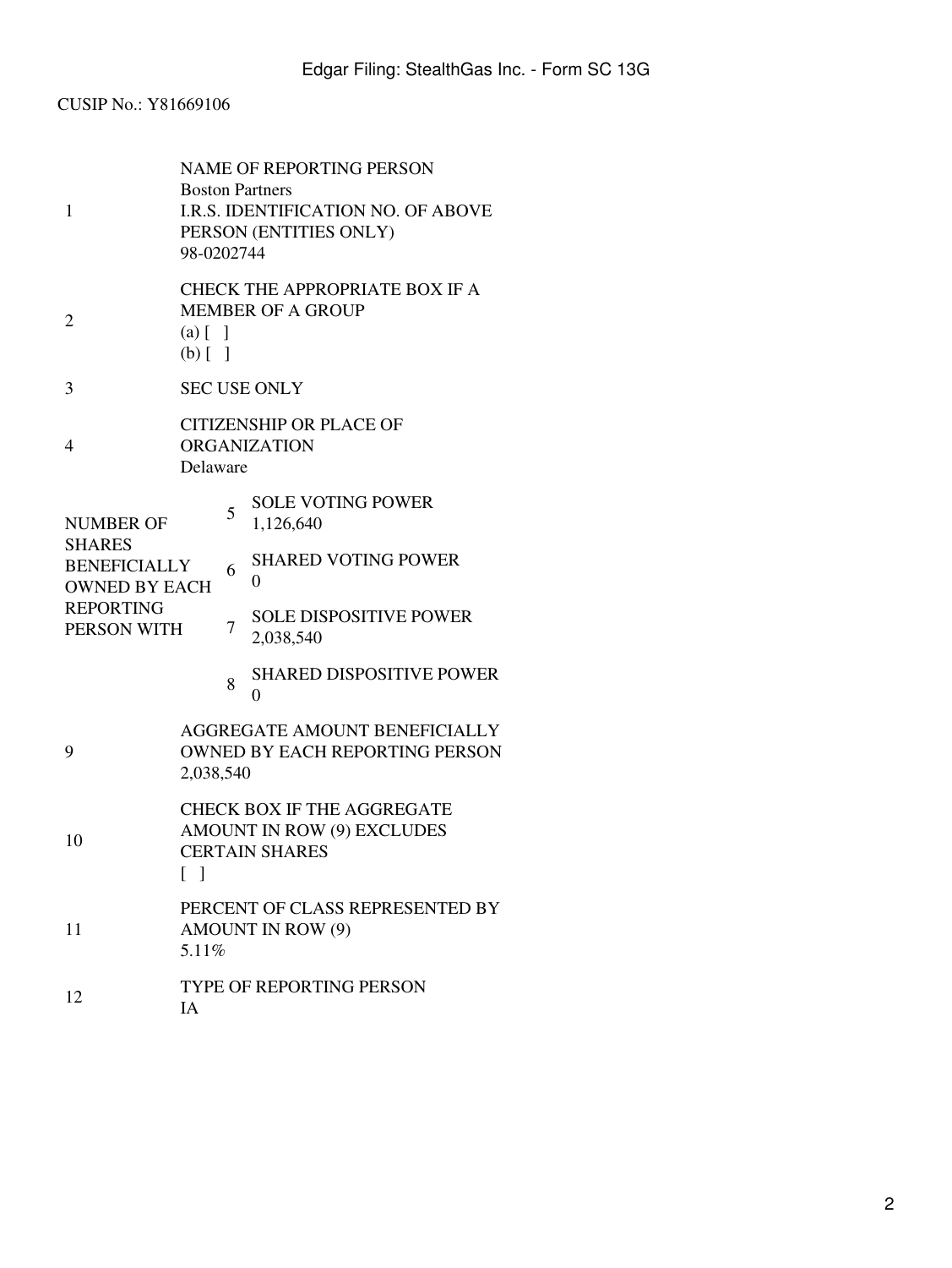CUSIP No.: Y81669106

| | | | |
|---|---|---|---|
| 1 | NAME OF REPORTING PERSON<br>Boston Partners<br>I.R.S. IDENTIFICATION NO. OF ABOVE PERSON (ENTITIES ONLY)<br>98-0202744 | | |
| 2 | CHECK THE APPROPRIATE BOX IF A MEMBER OF A GROUP<br>(a) [ ]<br>(b) [ ] | | |
| 3 | SEC USE ONLY | | |
| 4 | CITIZENSHIP OR PLACE OF ORGANIZATION<br>Delaware | | |
| NUMBER OF SHARES BENEFICIALLY OWNED BY EACH REPORTING PERSON WITH | | 5 | SOLE VOTING POWER<br>1,126,640 |
| | | 6 | SHARED VOTING POWER<br>0 |
| | | 7 | SOLE DISPOSITIVE POWER<br>2,038,540 |
| | | 8 | SHARED DISPOSITIVE POWER<br>0 |
| 9 | AGGREGATE AMOUNT BENEFICIALLY OWNED BY EACH REPORTING PERSON<br>2,038,540 | | |
| 10 | CHECK BOX IF THE AGGREGATE AMOUNT IN ROW (9) EXCLUDES CERTAIN SHARES<br>[ ] | | |
| 11 | PERCENT OF CLASS REPRESENTED BY AMOUNT IN ROW (9)<br>5.11% | | |
| 12 | TYPE OF REPORTING PERSON<br>IA | | |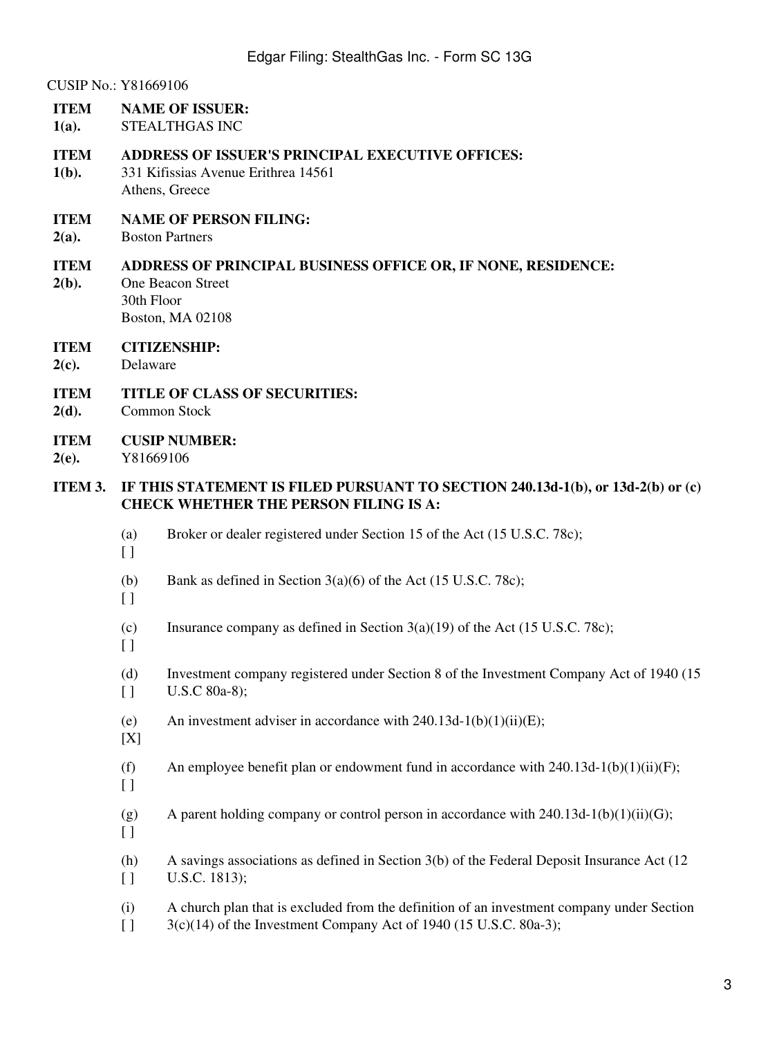CUSIP No.: Y81669106

**ITEM 1(a). NAME OF ISSUER:**
STEALTHGAS INC

**ITEM 1(b). ADDRESS OF ISSUER'S PRINCIPAL EXECUTIVE OFFICES:**
331 Kifissias Avenue Erithrea 14561
Athens, Greece

**ITEM 2(a). NAME OF PERSON FILING:**
Boston Partners

**ITEM 2(b). ADDRESS OF PRINCIPAL BUSINESS OFFICE OR, IF NONE, RESIDENCE:**
One Beacon Street
30th Floor
Boston, MA 02108

**ITEM 2(c). CITIZENSHIP:**
Delaware

**ITEM 2(d). TITLE OF CLASS OF SECURITIES:**
Common Stock

**ITEM 2(e). CUSIP NUMBER:**
Y81669106

**ITEM 3. IF THIS STATEMENT IS FILED PURSUANT TO SECTION 240.13d-1(b), or 13d-2(b) or (c) CHECK WHETHER THE PERSON FILING IS A:**

(a) [ ] Broker or dealer registered under Section 15 of the Act (15 U.S.C. 78c);

(b) [ ] Bank as defined in Section 3(a)(6) of the Act (15 U.S.C. 78c);

(c) [ ] Insurance company as defined in Section 3(a)(19) of the Act (15 U.S.C. 78c);

(d) [ ] Investment company registered under Section 8 of the Investment Company Act of 1940 (15 U.S.C 80a-8);

(e) [X] An investment adviser in accordance with 240.13d-1(b)(1)(ii)(E);

(f) [ ] An employee benefit plan or endowment fund in accordance with 240.13d-1(b)(1)(ii)(F);

(g) [ ] A parent holding company or control person in accordance with 240.13d-1(b)(1)(ii)(G);

(h) [ ] A savings associations as defined in Section 3(b) of the Federal Deposit Insurance Act (12 U.S.C. 1813);

(i) [ ] A church plan that is excluded from the definition of an investment company under Section 3(c)(14) of the Investment Company Act of 1940 (15 U.S.C. 80a-3);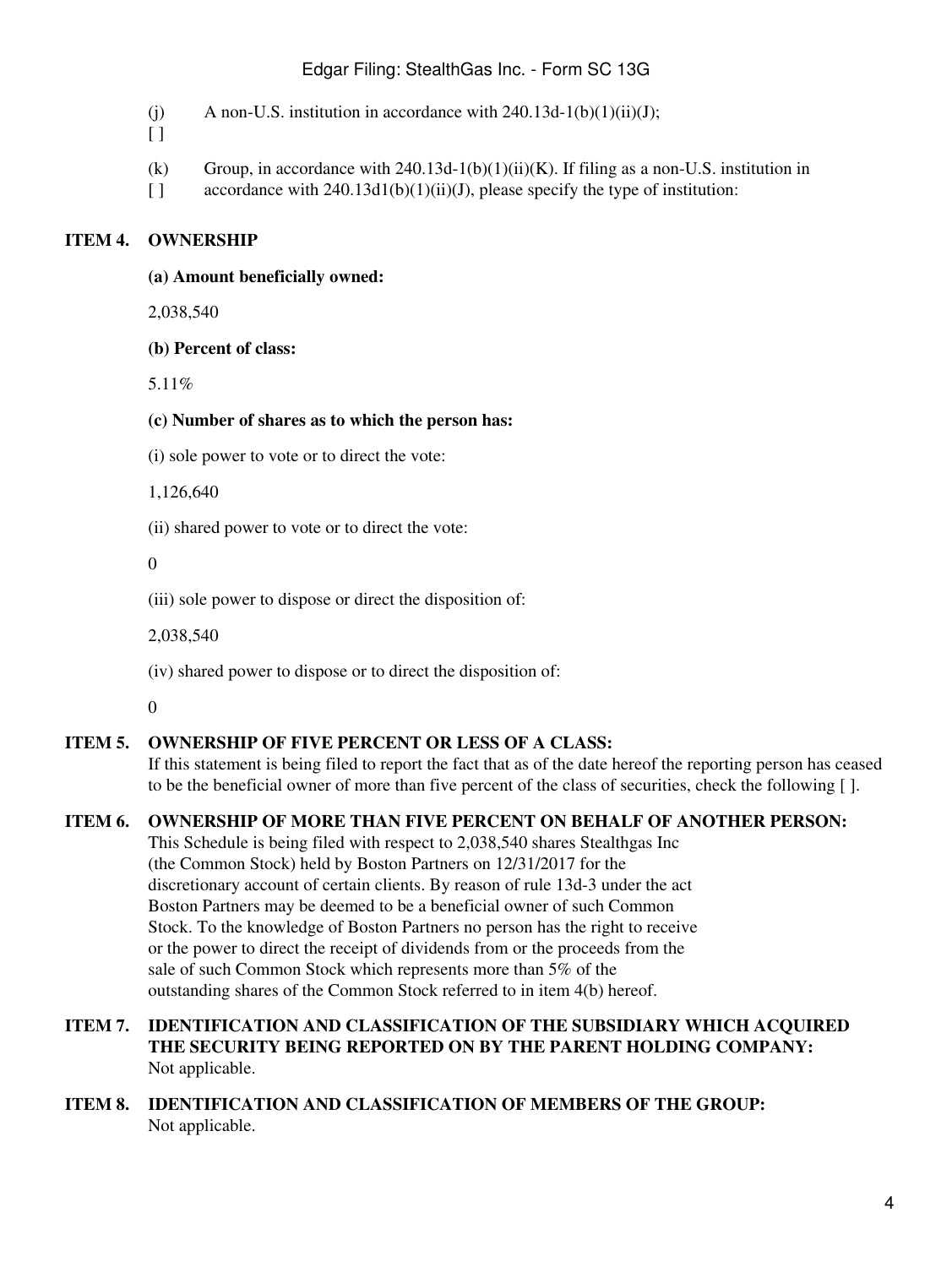(j) A non-U.S. institution in accordance with 240.13d-1(b)(1)(ii)(J);
[ ]

(k) Group, in accordance with 240.13d-1(b)(1)(ii)(K). If filing as a non-U.S. institution in
[ ] accordance with 240.13d1(b)(1)(ii)(J), please specify the type of institution:

**ITEM 4. OWNERSHIP**

**(a) Amount beneficially owned:**

2,038,540

**(b) Percent of class:**

5.11%

**(c) Number of shares as to which the person has:**

(i) sole power to vote or to direct the vote:

1,126,640

(ii) shared power to vote or to direct the vote:

0

(iii) sole power to dispose or direct the disposition of:

2,038,540

(iv) shared power to dispose or to direct the disposition of:

0

**ITEM 5. OWNERSHIP OF FIVE PERCENT OR LESS OF A CLASS:**
If this statement is being filed to report the fact that as of the date hereof the reporting person has ceased to be the beneficial owner of more than five percent of the class of securities, check the following [ ].

**ITEM 6. OWNERSHIP OF MORE THAN FIVE PERCENT ON BEHALF OF ANOTHER PERSON:**
This Schedule is being filed with respect to 2,038,540 shares Stealthgas Inc (the Common Stock) held by Boston Partners on 12/31/2017 for the discretionary account of certain clients. By reason of rule 13d-3 under the act Boston Partners may be deemed to be a beneficial owner of such Common Stock. To the knowledge of Boston Partners no person has the right to receive or the power to direct the receipt of dividends from or the proceeds from the sale of such Common Stock which represents more than 5% of the outstanding shares of the Common Stock referred to in item 4(b) hereof.

**ITEM 7. IDENTIFICATION AND CLASSIFICATION OF THE SUBSIDIARY WHICH ACQUIRED THE SECURITY BEING REPORTED ON BY THE PARENT HOLDING COMPANY:**
Not applicable.

**ITEM 8. IDENTIFICATION AND CLASSIFICATION OF MEMBERS OF THE GROUP:**
Not applicable.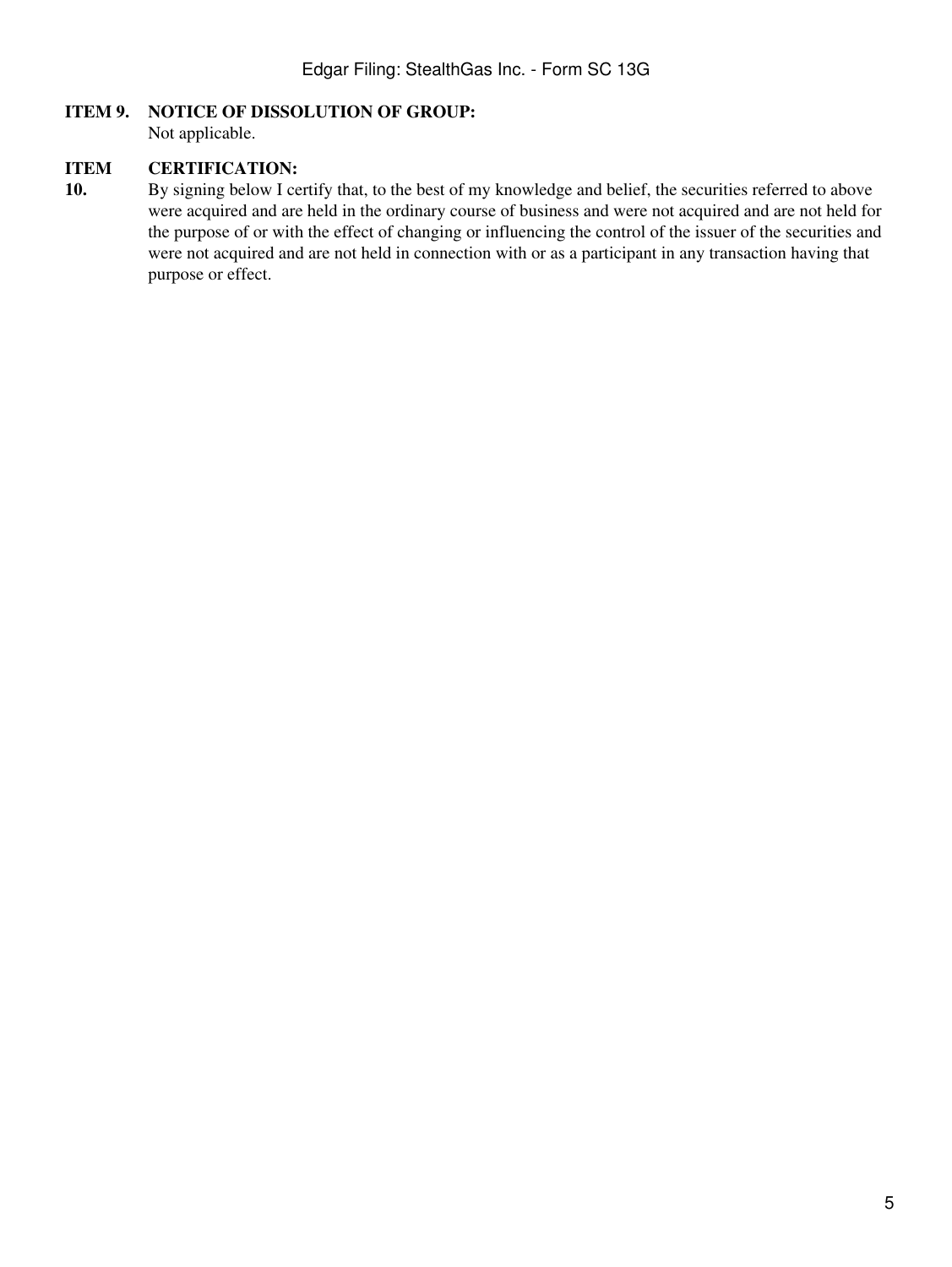**ITEM 9. NOTICE OF DISSOLUTION OF GROUP:**

Not applicable.

**ITEM 10. CERTIFICATION:**

By signing below I certify that, to the best of my knowledge and belief, the securities referred to above were acquired and are held in the ordinary course of business and were not acquired and are not held for the purpose of or with the effect of changing or influencing the control of the issuer of the securities and were not acquired and are not held in connection with or as a participant in any transaction having that purpose or effect.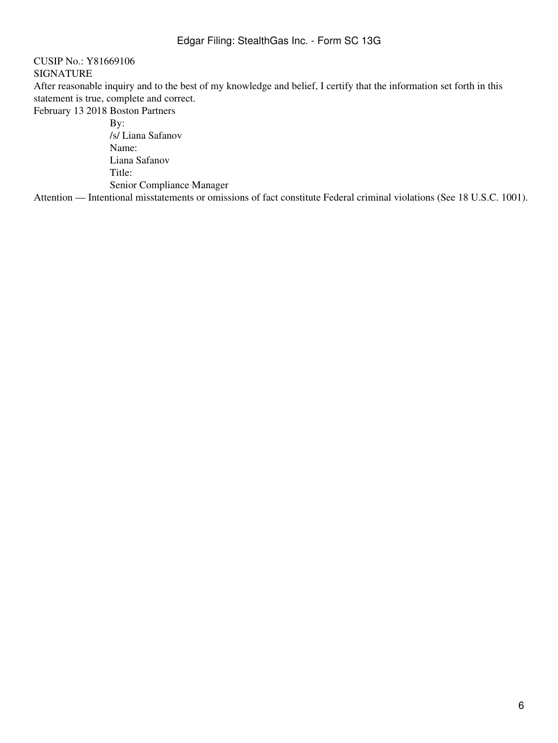CUSIP No.: Y81669106

SIGNATURE

After reasonable inquiry and to the best of my knowledge and belief, I certify that the information set forth in this statement is true, complete and correct.

February 13 2018 Boston Partners

By:

/s/ Liana Safanov

Name:

Liana Safanov

Title:

Senior Compliance Manager

Attention — Intentional misstatements or omissions of fact constitute Federal criminal violations (See 18 U.S.C. 1001).